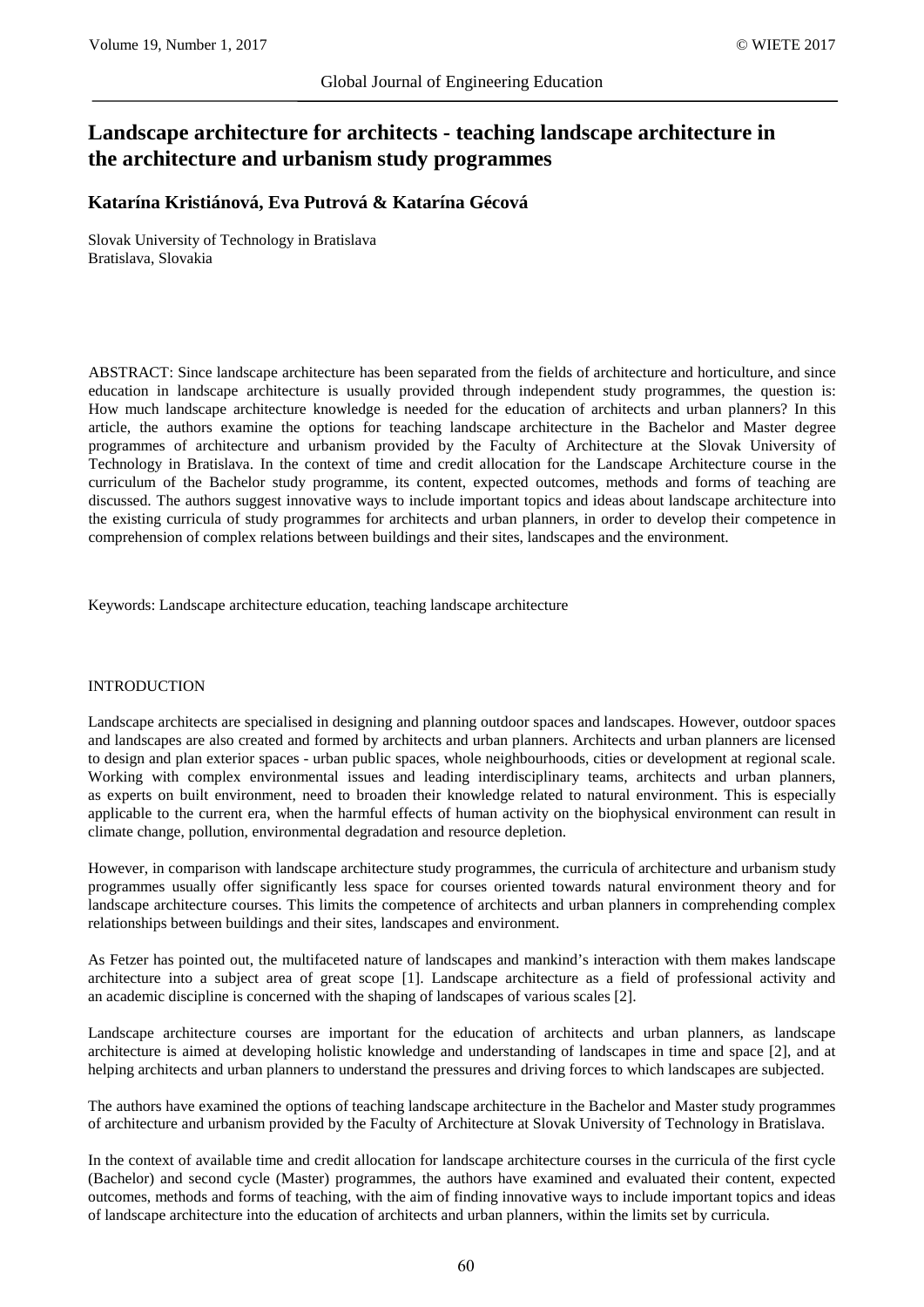# Landscape architecture for architects - teaching landscape architecture in the architecture and urbanism study programmes

**Katarína Kristiánová, Eva Putrová & Katarína Gécová**

Slovak University of Technology in Bratislava
Bratislava, Slovakia

ABSTRACT: Since landscape architecture has been separated from the fields of architecture and horticulture, and since education in landscape architecture is usually provided through independent study programmes, the question is: How much landscape architecture knowledge is needed for the education of architects and urban planners? In this article, the authors examine the options for teaching landscape architecture in the Bachelor and Master degree programmes of architecture and urbanism provided by the Faculty of Architecture at the Slovak University of Technology in Bratislava. In the context of time and credit allocation for the Landscape Architecture course in the curriculum of the Bachelor study programme, its content, expected outcomes, methods and forms of teaching are discussed. The authors suggest innovative ways to include important topics and ideas about landscape architecture into the existing curricula of study programmes for architects and urban planners, in order to develop their competence in comprehension of complex relations between buildings and their sites, landscapes and the environment.

Keywords: Landscape architecture education, teaching landscape architecture

## INTRODUCTION

Landscape architects are specialised in designing and planning outdoor spaces and landscapes. However, outdoor spaces and landscapes are also created and formed by architects and urban planners. Architects and urban planners are licensed to design and plan exterior spaces - urban public spaces, whole neighbourhoods, cities or development at regional scale. Working with complex environmental issues and leading interdisciplinary teams, architects and urban planners, as experts on built environment, need to broaden their knowledge related to natural environment. This is especially applicable to the current era, when the harmful effects of human activity on the biophysical environment can result in climate change, pollution, environmental degradation and resource depletion.

However, in comparison with landscape architecture study programmes, the curricula of architecture and urbanism study programmes usually offer significantly less space for courses oriented towards natural environment theory and for landscape architecture courses. This limits the competence of architects and urban planners in comprehending complex relationships between buildings and their sites, landscapes and environment.

As Fetzer has pointed out, the multifaceted nature of landscapes and mankind's interaction with them makes landscape architecture into a subject area of great scope [1]. Landscape architecture as a field of professional activity and an academic discipline is concerned with the shaping of landscapes of various scales [2].

Landscape architecture courses are important for the education of architects and urban planners, as landscape architecture is aimed at developing holistic knowledge and understanding of landscapes in time and space [2], and at helping architects and urban planners to understand the pressures and driving forces to which landscapes are subjected.

The authors have examined the options of teaching landscape architecture in the Bachelor and Master study programmes of architecture and urbanism provided by the Faculty of Architecture at Slovak University of Technology in Bratislava.

In the context of available time and credit allocation for landscape architecture courses in the curricula of the first cycle (Bachelor) and second cycle (Master) programmes, the authors have examined and evaluated their content, expected outcomes, methods and forms of teaching, with the aim of finding innovative ways to include important topics and ideas of landscape architecture into the education of architects and urban planners, within the limits set by curricula.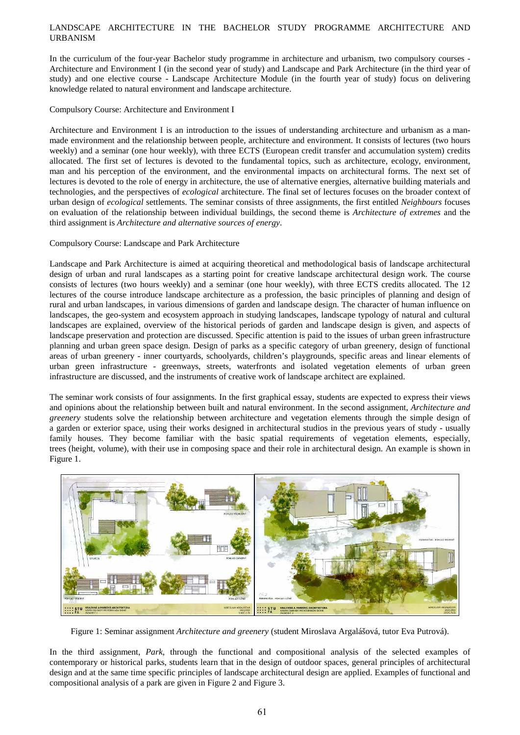## LANDSCAPE ARCHITECTURE IN THE BACHELOR STUDY PROGRAMME ARCHITECTURE AND URBANISM

In the curriculum of the four-year Bachelor study programme in architecture and urbanism, two compulsory courses - Architecture and Environment I (in the second year of study) and Landscape and Park Architecture (in the third year of study) and one elective course - Landscape Architecture Module (in the fourth year of study) focus on delivering knowledge related to natural environment and landscape architecture.

### Compulsory Course: Architecture and Environment I

Architecture and Environment I is an introduction to the issues of understanding architecture and urbanism as a man-made environment and the relationship between people, architecture and environment. It consists of lectures (two hours weekly) and a seminar (one hour weekly), with three ECTS (European credit transfer and accumulation system) credits allocated. The first set of lectures is devoted to the fundamental topics, such as architecture, ecology, environment, man and his perception of the environment, and the environmental impacts on architectural forms. The next set of lectures is devoted to the role of energy in architecture, the use of alternative energies, alternative building materials and technologies, and the perspectives of *ecological* architecture. The final set of lectures focuses on the broader context of urban design of *ecological* settlements. The seminar consists of three assignments, the first entitled *Neighbours* focuses on evaluation of the relationship between individual buildings, the second theme is *Architecture of extremes* and the third assignment is *Architecture and alternative sources of energy*.

### Compulsory Course: Landscape and Park Architecture

Landscape and Park Architecture is aimed at acquiring theoretical and methodological basis of landscape architectural design of urban and rural landscapes as a starting point for creative landscape architectural design work. The course consists of lectures (two hours weekly) and a seminar (one hour weekly), with three ECTS credits allocated. The 12 lectures of the course introduce landscape architecture as a profession, the basic principles of planning and design of rural and urban landscapes, in various dimensions of garden and landscape design. The character of human influence on landscapes, the geo-system and ecosystem approach in studying landscapes, landscape typology of natural and cultural landscapes are explained, overview of the historical periods of garden and landscape design is given, and aspects of landscape preservation and protection are discussed. Specific attention is paid to the issues of urban green infrastructure planning and urban green space design. Design of parks as a specific category of urban greenery, design of functional areas of urban greenery - inner courtyards, schoolyards, children's playgrounds, specific areas and linear elements of urban green infrastructure - greenways, streets, waterfronts and isolated vegetation elements of urban green infrastructure are discussed, and the instruments of creative work of landscape architect are explained.

The seminar work consists of four assignments. In the first graphical essay, students are expected to express their views and opinions about the relationship between built and natural environment. In the second assignment, *Architecture and greenery* students solve the relationship between architecture and vegetation elements through the simple design of a garden or exterior space, using their works designed in architectural studios in the previous years of study - usually family houses. They become familiar with the basic spatial requirements of vegetation elements, especially, trees (height, volume), with their use in composing space and their role in architectural design. An example is shown in Figure 1.

Figure 1: Seminar assignment *Architecture and greenery* (student Miroslava Argalášová, tutor Eva Putrová).

In the third assignment, *Park*, through the functional and compositional analysis of the selected examples of contemporary or historical parks, students learn that in the design of outdoor spaces, general principles of architectural design and at the same time specific principles of landscape architectural design are applied. Examples of functional and compositional analysis of a park are given in Figure 2 and Figure 3.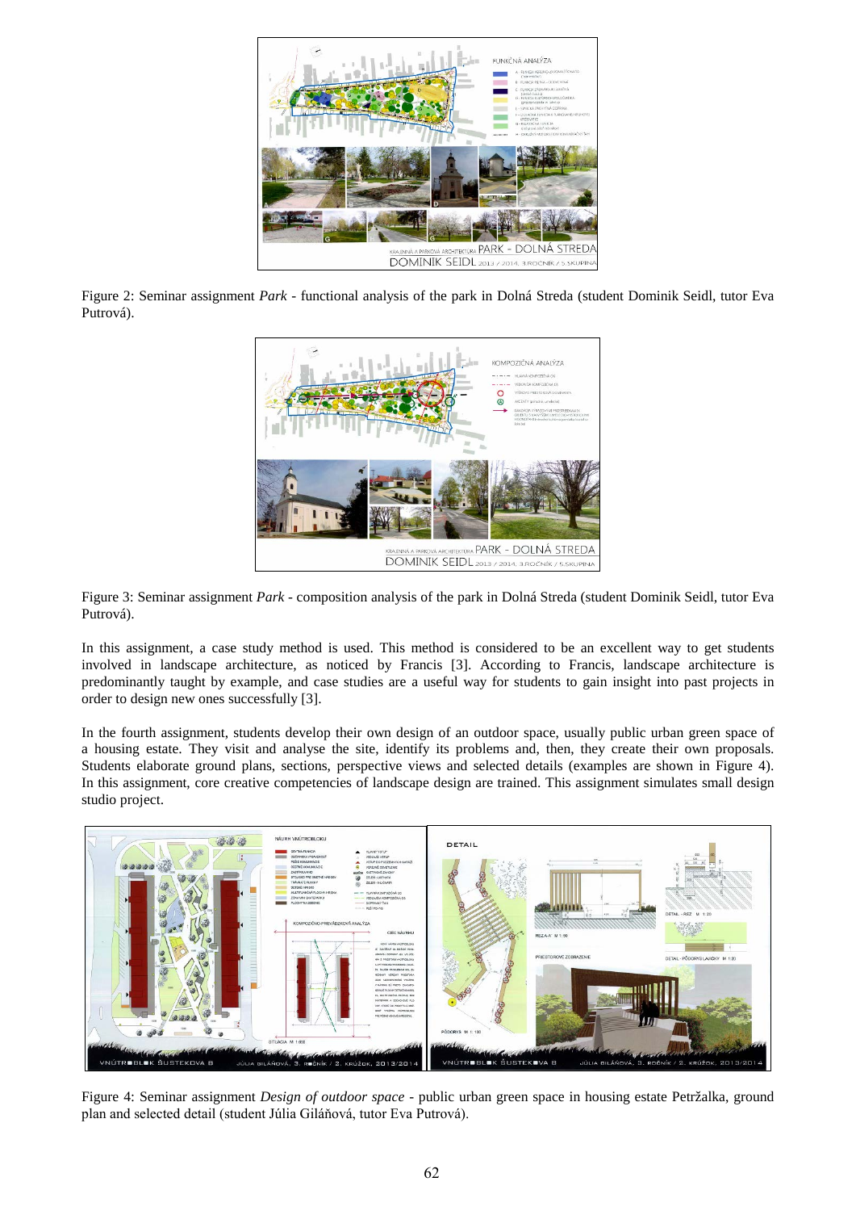Figure 2: Seminar assignment *Park* - functional analysis of the park in Dolná Streda (student Dominik Seidl, tutor Eva Putrová).

Figure 3: Seminar assignment *Park* - composition analysis of the park in Dolná Streda (student Dominik Seidl, tutor Eva Putrová).

In this assignment, a case study method is used. This method is considered to be an excellent way to get students involved in landscape architecture, as noticed by Francis [3]. According to Francis, landscape architecture is predominantly taught by example, and case studies are a useful way for students to gain insight into past projects in order to design new ones successfully [3].

In the fourth assignment, students develop their own design of an outdoor space, usually public urban green space of a housing estate. They visit and analyse the site, identify its problems and, then, they create their own proposals. Students elaborate ground plans, sections, perspective views and selected details (examples are shown in Figure 4). In this assignment, core creative competencies of landscape design are trained. This assignment simulates small design studio project.

Figure 4: Seminar assignment *Design of outdoor space* - public urban green space in housing estate Petržalka, ground plan and selected detail (student Júlia Giláňová, tutor Eva Putrová).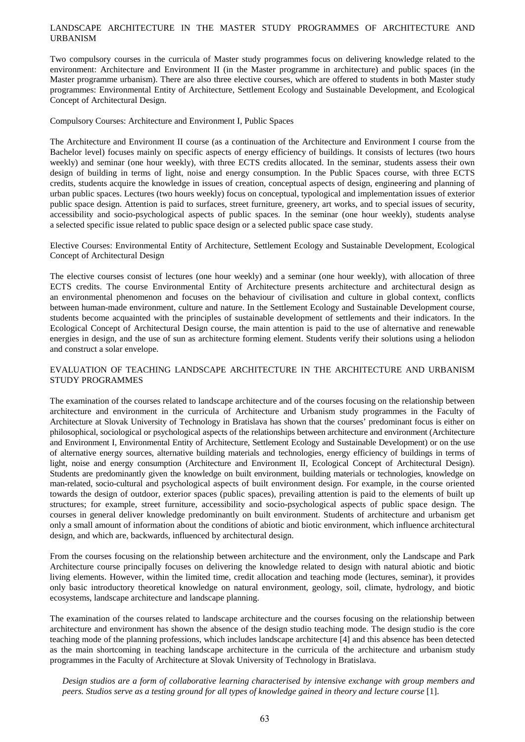## LANDSCAPE ARCHITECTURE IN THE MASTER STUDY PROGRAMMES OF ARCHITECTURE AND URBANISM

Two compulsory courses in the curricula of Master study programmes focus on delivering knowledge related to the environment: Architecture and Environment II (in the Master programme in architecture) and public spaces (in the Master programme urbanism). There are also three elective courses, which are offered to students in both Master study programmes: Environmental Entity of Architecture, Settlement Ecology and Sustainable Development, and Ecological Concept of Architectural Design.

### Compulsory Courses: Architecture and Environment I, Public Spaces

The Architecture and Environment II course (as a continuation of the Architecture and Environment I course from the Bachelor level) focuses mainly on specific aspects of energy efficiency of buildings. It consists of lectures (two hours weekly) and seminar (one hour weekly), with three ECTS credits allocated. In the seminar, students assess their own design of building in terms of light, noise and energy consumption. In the Public Spaces course, with three ECTS credits, students acquire the knowledge in issues of creation, conceptual aspects of design, engineering and planning of urban public spaces. Lectures (two hours weekly) focus on conceptual, typological and implementation issues of exterior public space design. Attention is paid to surfaces, street furniture, greenery, art works, and to special issues of security, accessibility and socio-psychological aspects of public spaces. In the seminar (one hour weekly), students analyse a selected specific issue related to public space design or a selected public space case study.

### Elective Courses: Environmental Entity of Architecture, Settlement Ecology and Sustainable Development, Ecological Concept of Architectural Design

The elective courses consist of lectures (one hour weekly) and a seminar (one hour weekly), with allocation of three ECTS credits. The course Environmental Entity of Architecture presents architecture and architectural design as an environmental phenomenon and focuses on the behaviour of civilisation and culture in global context, conflicts between human-made environment, culture and nature. In the Settlement Ecology and Sustainable Development course, students become acquainted with the principles of sustainable development of settlements and their indicators. In the Ecological Concept of Architectural Design course, the main attention is paid to the use of alternative and renewable energies in design, and the use of sun as architecture forming element. Students verify their solutions using a heliodon and construct a solar envelope.

## EVALUATION OF TEACHING LANDSCAPE ARCHITECTURE IN THE ARCHITECTURE AND URBANISM STUDY PROGRAMMES

The examination of the courses related to landscape architecture and of the courses focusing on the relationship between architecture and environment in the curricula of Architecture and Urbanism study programmes in the Faculty of Architecture at Slovak University of Technology in Bratislava has shown that the courses' predominant focus is either on philosophical, sociological or psychological aspects of the relationships between architecture and environment (Architecture and Environment I, Environmental Entity of Architecture, Settlement Ecology and Sustainable Development) or on the use of alternative energy sources, alternative building materials and technologies, energy efficiency of buildings in terms of light, noise and energy consumption (Architecture and Environment II, Ecological Concept of Architectural Design). Students are predominantly given the knowledge on built environment, building materials or technologies, knowledge on man-related, socio-cultural and psychological aspects of built environment design. For example, in the course oriented towards the design of outdoor, exterior spaces (public spaces), prevailing attention is paid to the elements of built up structures; for example, street furniture, accessibility and socio-psychological aspects of public space design. The courses in general deliver knowledge predominantly on built environment. Students of architecture and urbanism get only a small amount of information about the conditions of abiotic and biotic environment, which influence architectural design, and which are, backwards, influenced by architectural design.

From the courses focusing on the relationship between architecture and the environment, only the Landscape and Park Architecture course principally focuses on delivering the knowledge related to design with natural abiotic and biotic living elements. However, within the limited time, credit allocation and teaching mode (lectures, seminar), it provides only basic introductory theoretical knowledge on natural environment, geology, soil, climate, hydrology, and biotic ecosystems, landscape architecture and landscape planning.

The examination of the courses related to landscape architecture and the courses focusing on the relationship between architecture and environment has shown the absence of the design studio teaching mode. The design studio is the core teaching mode of the planning professions, which includes landscape architecture [4] and this absence has been detected as the main shortcoming in teaching landscape architecture in the curricula of the architecture and urbanism study programmes in the Faculty of Architecture at Slovak University of Technology in Bratislava.

> *Design studios are a form of collaborative learning characterised by intensive exchange with group members and peers. Studios serve as a testing ground for all types of knowledge gained in theory and lecture course* [1].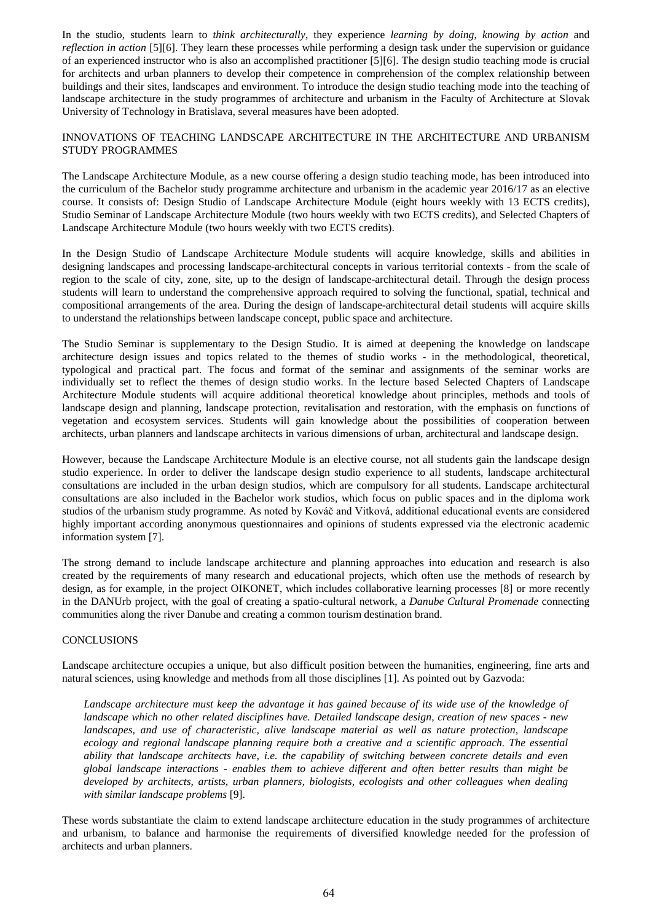In the studio, students learn to *think architecturally*, they experience *learning by doing*, *knowing by action* and *reflection in action* [5][6]. They learn these processes while performing a design task under the supervision or guidance of an experienced instructor who is also an accomplished practitioner [5][6]. The design studio teaching mode is crucial for architects and urban planners to develop their competence in comprehension of the complex relationship between buildings and their sites, landscapes and environment. To introduce the design studio teaching mode into the teaching of landscape architecture in the study programmes of architecture and urbanism in the Faculty of Architecture at Slovak University of Technology in Bratislava, several measures have been adopted.

## INNOVATIONS OF TEACHING LANDSCAPE ARCHITECTURE IN THE ARCHITECTURE AND URBANISM STUDY PROGRAMMES

The Landscape Architecture Module, as a new course offering a design studio teaching mode, has been introduced into the curriculum of the Bachelor study programme architecture and urbanism in the academic year 2016/17 as an elective course. It consists of: Design Studio of Landscape Architecture Module (eight hours weekly with 13 ECTS credits), Studio Seminar of Landscape Architecture Module (two hours weekly with two ECTS credits), and Selected Chapters of Landscape Architecture Module (two hours weekly with two ECTS credits).

In the Design Studio of Landscape Architecture Module students will acquire knowledge, skills and abilities in designing landscapes and processing landscape-architectural concepts in various territorial contexts - from the scale of region to the scale of city, zone, site, up to the design of landscape-architectural detail. Through the design process students will learn to understand the comprehensive approach required to solving the functional, spatial, technical and compositional arrangements of the area. During the design of landscape-architectural detail students will acquire skills to understand the relationships between landscape concept, public space and architecture.

The Studio Seminar is supplementary to the Design Studio. It is aimed at deepening the knowledge on landscape architecture design issues and topics related to the themes of studio works - in the methodological, theoretical, typological and practical part. The focus and format of the seminar and assignments of the seminar works are individually set to reflect the themes of design studio works. In the lecture based Selected Chapters of Landscape Architecture Module students will acquire additional theoretical knowledge about principles, methods and tools of landscape design and planning, landscape protection, revitalisation and restoration, with the emphasis on functions of vegetation and ecosystem services. Students will gain knowledge about the possibilities of cooperation between architects, urban planners and landscape architects in various dimensions of urban, architectural and landscape design.

However, because the Landscape Architecture Module is an elective course, not all students gain the landscape design studio experience. In order to deliver the landscape design studio experience to all students, landscape architectural consultations are included in the urban design studios, which are compulsory for all students. Landscape architectural consultations are also included in the Bachelor work studios, which focus on public spaces and in the diploma work studios of the urbanism study programme. As noted by Kováč and Vitková, additional educational events are considered highly important according anonymous questionnaires and opinions of students expressed via the electronic academic information system [7].

The strong demand to include landscape architecture and planning approaches into education and research is also created by the requirements of many research and educational projects, which often use the methods of research by design, as for example, in the project OIKONET, which includes collaborative learning processes [8] or more recently in the DANUrb project, with the goal of creating a spatio-cultural network, a *Danube Cultural Promenade* connecting communities along the river Danube and creating a common tourism destination brand.

## CONCLUSIONS

Landscape architecture occupies a unique, but also difficult position between the humanities, engineering, fine arts and natural sciences, using knowledge and methods from all those disciplines [1]. As pointed out by Gazvoda:

> *Landscape architecture must keep the advantage it has gained because of its wide use of the knowledge of landscape which no other related disciplines have. Detailed landscape design, creation of new spaces - new landscapes, and use of characteristic, alive landscape material as well as nature protection, landscape ecology and regional landscape planning require both a creative and a scientific approach. The essential ability that landscape architects have, i.e. the capability of switching between concrete details and even global landscape interactions - enables them to achieve different and often better results than might be developed by architects, artists, urban planners, biologists, ecologists and other colleagues when dealing with similar landscape problems* [9].

These words substantiate the claim to extend landscape architecture education in the study programmes of architecture and urbanism, to balance and harmonise the requirements of diversified knowledge needed for the profession of architects and urban planners.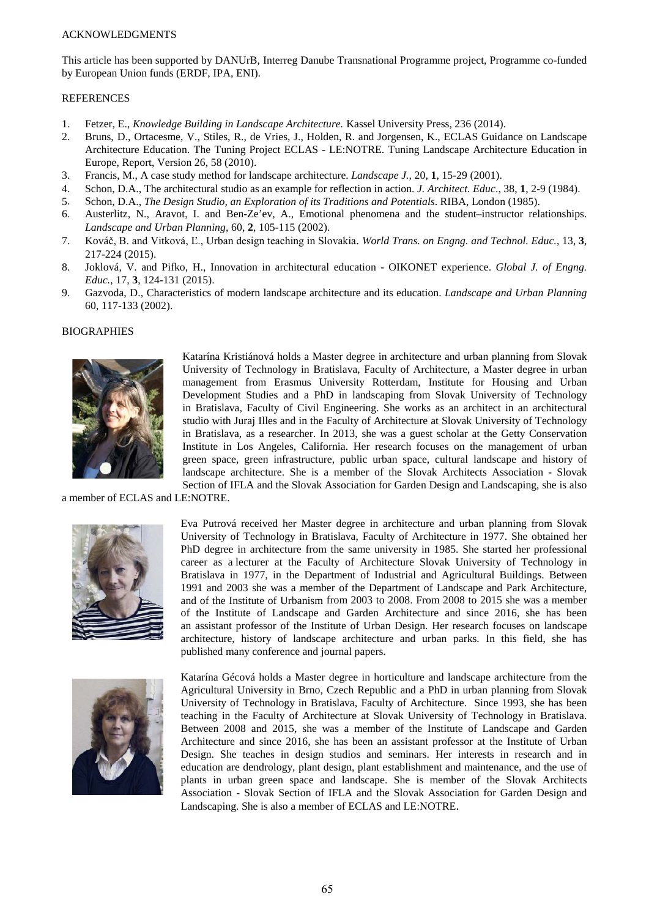## ACKNOWLEDGMENTS

This article has been supported by DANUrB, Interreg Danube Transnational Programme project, Programme co-funded by European Union funds (ERDF, IPA, ENI).

## REFERENCES

1. Fetzer, E., *Knowledge Building in Landscape Architecture.* Kassel University Press, 236 (2014).
2. Bruns, D., Ortacesme, V., Stiles, R., de Vries, J., Holden, R. and Jorgensen, K., ECLAS Guidance on Landscape Architecture Education. The Tuning Project ECLAS - LE:NOTRE. Tuning Landscape Architecture Education in Europe, Report, Version 26, 58 (2010).
3. Francis, M., A case study method for landscape architecture. *Landscape J.*, 20, **1**, 15-29 (2001).
4. Schon, D.A., The architectural studio as an example for reflection in action. *J. Architect. Educ*., 38, **1**, 2-9 (1984).
5. Schon, D.A., *The Design Studio, an Exploration of its Traditions and Potentials*. RIBA, London (1985).
6. Austerlitz, N., Aravot, I. and Ben-Ze'ev, A., Emotional phenomena and the student–instructor relationships. *Landscape and Urban Planning*, 60, **2**, 105-115 (2002).
7. Kováč, B. and Vitková, Ľ., Urban design teaching in Slovakia. *World Trans. on Engng. and Technol. Educ.*, 13, **3**, 217-224 (2015).
8. Joklová, V. and Pifko, H., Innovation in architectural education - OIKONET experience. *Global J. of Engng. Educ.*, 17, **3**, 124-131 (2015).
9. Gazvoda, D., Characteristics of modern landscape architecture and its education. *Landscape and Urban Planning* 60, 117-133 (2002).

## BIOGRAPHIES

Katarína Kristiánová holds a Master degree in architecture and urban planning from Slovak University of Technology in Bratislava, Faculty of Architecture, a Master degree in urban management from Erasmus University Rotterdam, Institute for Housing and Urban Development Studies and a PhD in landscaping from Slovak University of Technology in Bratislava, Faculty of Civil Engineering. She works as an architect in an architectural studio with Juraj Illes and in the Faculty of Architecture at Slovak University of Technology in Bratislava, as a researcher. In 2013, she was a guest scholar at the Getty Conservation Institute in Los Angeles, California. Her research focuses on the management of urban green space, green infrastructure, public urban space, cultural landscape and history of landscape architecture. She is a member of the Slovak Architects Association - Slovak Section of IFLA and the Slovak Association for Garden Design and Landscaping, she is also a member of ECLAS and LE:NOTRE.

Eva Putrová received her Master degree in architecture and urban planning from Slovak University of Technology in Bratislava, Faculty of Architecture in 1977. She obtained her PhD degree in architecture from the same university in 1985. She started her professional career as a lecturer at the Faculty of Architecture Slovak University of Technology in Bratislava in 1977, in the Department of Industrial and Agricultural Buildings. Between 1991 and 2003 she was a member of the Department of Landscape and Park Architecture, and of the Institute of Urbanism from 2003 to 2008. From 2008 to 2015 she was a member of the Institute of Landscape and Garden Architecture and since 2016, she has been an assistant professor of the Institute of Urban Design. Her research focuses on landscape architecture, history of landscape architecture and urban parks. In this field, she has published many conference and journal papers.

Katarína Gécová holds a Master degree in horticulture and landscape architecture from the Agricultural University in Brno, Czech Republic and a PhD in urban planning from Slovak University of Technology in Bratislava, Faculty of Architecture. Since 1993, she has been teaching in the Faculty of Architecture at Slovak University of Technology in Bratislava. Between 2008 and 2015, she was a member of the Institute of Landscape and Garden Architecture and since 2016, she has been an assistant professor at the Institute of Urban Design. She teaches in design studios and seminars. Her interests in research and in education are dendrology, plant design, plant establishment and maintenance, and the use of plants in urban green space and landscape. She is member of the Slovak Architects Association - Slovak Section of IFLA and the Slovak Association for Garden Design and Landscaping. She is also a member of ECLAS and LE:NOTRE.